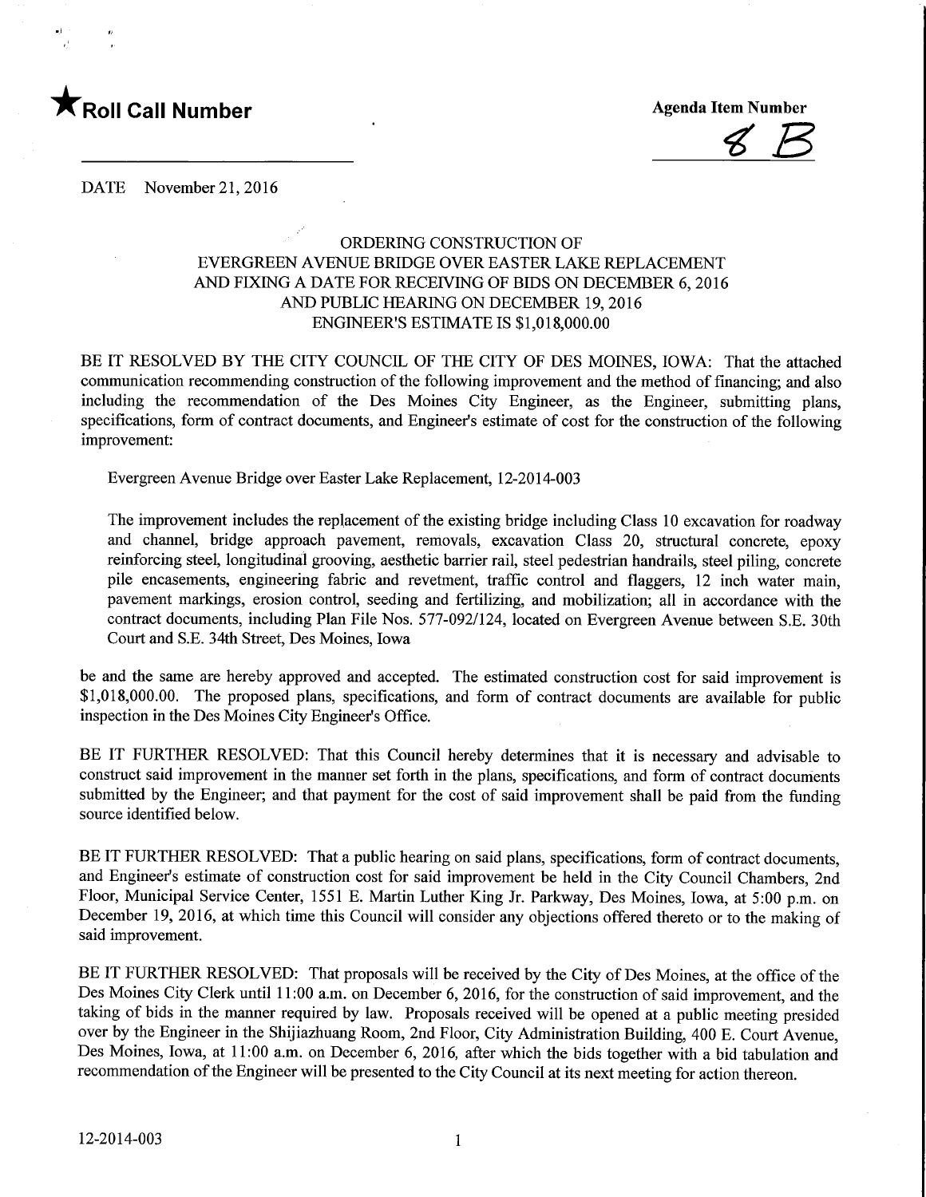★ **Roll Call Number**

**Agenda Item Number**

8 B

DATE November 21, 2016

ORDERING CONSTRUCTION OF
EVERGREEN AVENUE BRIDGE OVER EASTER LAKE REPLACEMENT
AND FIXING A DATE FOR RECEIVING OF BIDS ON DECEMBER 6, 2016
AND PUBLIC HEARING ON DECEMBER 19, 2016
ENGINEER'S ESTIMATE IS $1,018,000.00

BE IT RESOLVED BY THE CITY COUNCIL OF THE CITY OF DES MOINES, IOWA: That the attached communication recommending construction of the following improvement and the method of financing; and also including the recommendation of the Des Moines City Engineer, as the Engineer, submitting plans, specifications, form of contract documents, and Engineer's estimate of cost for the construction of the following improvement:

Evergreen Avenue Bridge over Easter Lake Replacement, 12-2014-003

The improvement includes the replacement of the existing bridge including Class 10 excavation for roadway and channel, bridge approach pavement, removals, excavation Class 20, structural concrete, epoxy reinforcing steel, longitudinal grooving, aesthetic barrier rail, steel pedestrian handrails, steel piling, concrete pile encasements, engineering fabric and revetment, traffic control and flaggers, 12 inch water main, pavement markings, erosion control, seeding and fertilizing, and mobilization; all in accordance with the contract documents, including Plan File Nos. 577-092/124, located on Evergreen Avenue between S.E. 30th Court and S.E. 34th Street, Des Moines, Iowa

be and the same are hereby approved and accepted. The estimated construction cost for said improvement is $1,018,000.00. The proposed plans, specifications, and form of contract documents are available for public inspection in the Des Moines City Engineer's Office.

BE IT FURTHER RESOLVED: That this Council hereby determines that it is necessary and advisable to construct said improvement in the manner set forth in the plans, specifications, and form of contract documents submitted by the Engineer; and that payment for the cost of said improvement shall be paid from the funding source identified below.

BE IT FURTHER RESOLVED: That a public hearing on said plans, specifications, form of contract documents, and Engineer's estimate of construction cost for said improvement be held in the City Council Chambers, 2nd Floor, Municipal Service Center, 1551 E. Martin Luther King Jr. Parkway, Des Moines, Iowa, at 5:00 p.m. on December 19, 2016, at which time this Council will consider any objections offered thereto or to the making of said improvement.

BE IT FURTHER RESOLVED: That proposals will be received by the City of Des Moines, at the office of the Des Moines City Clerk until 11:00 a.m. on December 6, 2016, for the construction of said improvement, and the taking of bids in the manner required by law. Proposals received will be opened at a public meeting presided over by the Engineer in the Shijiazhuang Room, 2nd Floor, City Administration Building, 400 E. Court Avenue, Des Moines, Iowa, at 11:00 a.m. on December 6, 2016, after which the bids together with a bid tabulation and recommendation of the Engineer will be presented to the City Council at its next meeting for action thereon.

12-2014-003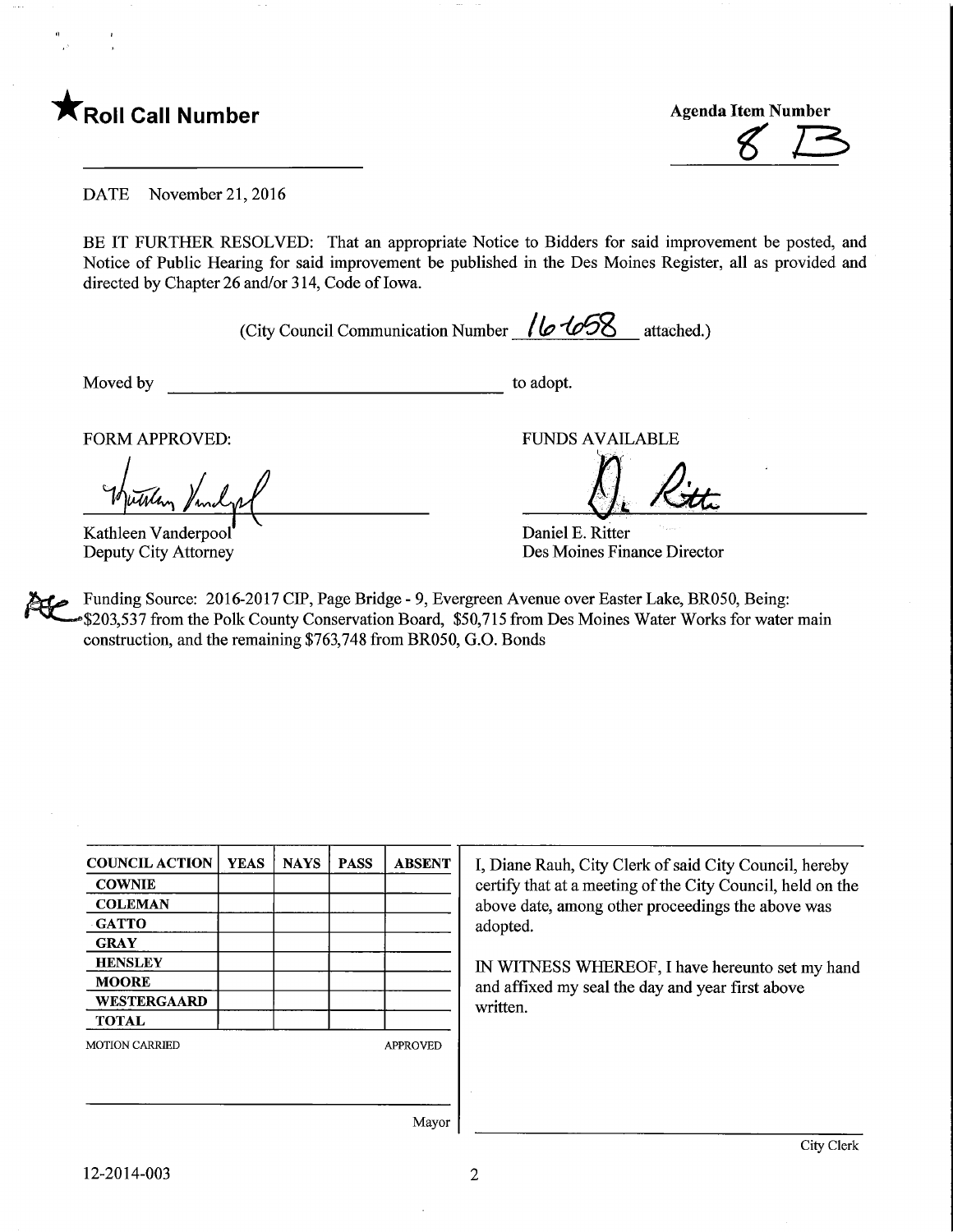★ **Roll Call Number**

**Agenda Item Number**

8 B

DATE November 21, 2016

BE IT FURTHER RESOLVED: That an appropriate Notice to Bidders for said improvement be posted, and Notice of Public Hearing for said improvement be published in the Des Moines Register, all as provided and directed by Chapter 26 and/or 314, Code of Iowa.

(City Council Communication Number 16-658 attached.)

Moved by ______________________ to adopt.

FORM APPROVED:

Kathleen Vanderpool
Deputy City Attorney

FUNDS AVAILABLE

Daniel E. Ritter
Des Moines Finance Director

Funding Source: 2016-2017 CIP, Page Bridge - 9, Evergreen Avenue over Easter Lake, BR050, Being: $203,537 from the Polk County Conservation Board, $50,715 from Des Moines Water Works for water main construction, and the remaining $763,748 from BR050, G.O. Bonds

| COUNCIL ACTION | YEAS | NAYS | PASS | ABSENT |
|---|---|---|---|---|
| COWNIE | | | | |
| COLEMAN | | | | |
| GATTO | | | | |
| GRAY | | | | |
| HENSLEY | | | | |
| MOORE | | | | |
| WESTERGAARD | | | | |
| TOTAL | | | | |

MOTION CARRIED APPROVED

______________________
Mayor

I, Diane Rauh, City Clerk of said City Council, hereby certify that at a meeting of the City Council, held on the above date, among other proceedings the above was adopted.

IN WITNESS WHEREOF, I have hereunto set my hand and affixed my seal the day and year first above written.

______________________
City Clerk

12-2014-003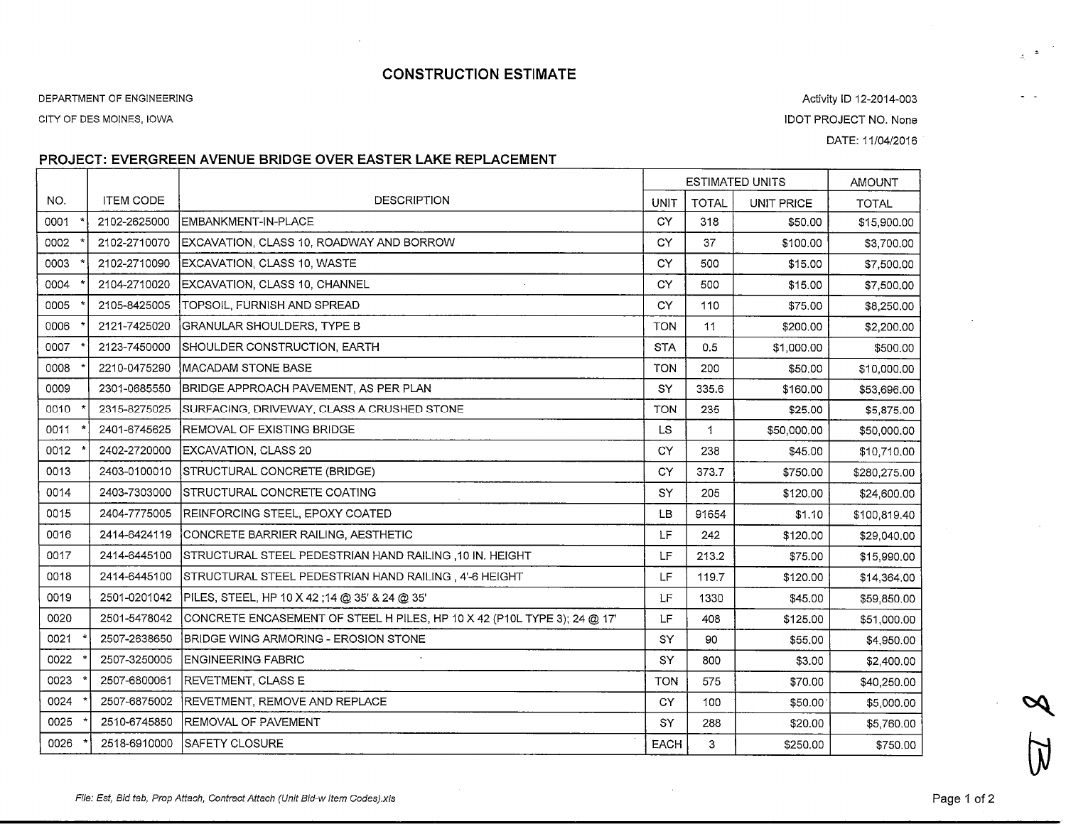# CONSTRUCTION ESTIMATE

DEPARTMENT OF ENGINEERING

CITY OF DES MOINES, IOWA

Activity ID 12-2014-003

IDOT PROJECT NO. None

DATE: 11/04/2016

## PROJECT: EVERGREEN AVENUE BRIDGE OVER EASTER LAKE REPLACEMENT

| NO. | ITEM CODE | DESCRIPTION | ESTIMATED UNITS | | | AMOUNT |
|---|---|---|---|---|---|---|
| | | | UNIT | TOTAL | UNIT PRICE | TOTAL |
| 0001 * | 2102-2625000 | EMBANKMENT-IN-PLACE | CY | 318 | $50.00 | $15,900.00 |
| 0002 * | 2102-2710070 | EXCAVATION, CLASS 10, ROADWAY AND BORROW | CY | 37 | $100.00 | $3,700.00 |
| 0003 * | 2102-2710090 | EXCAVATION, CLASS 10, WASTE | CY | 500 | $15.00 | $7,500.00 |
| 0004 * | 2104-2710020 | EXCAVATION, CLASS 10, CHANNEL | CY | 500 | $15.00 | $7,500.00 |
| 0005 * | 2105-8425005 | TOPSOIL, FURNISH AND SPREAD | CY | 110 | $75.00 | $8,250.00 |
| 0006 * | 2121-7425020 | GRANULAR SHOULDERS, TYPE B | TON | 11 | $200.00 | $2,200.00 |
| 0007 * | 2123-7450000 | SHOULDER CONSTRUCTION, EARTH | STA | 0.5 | $1,000.00 | $500.00 |
| 0008 * | 2210-0475290 | MACADAM STONE BASE | TON | 200 | $50.00 | $10,000.00 |
| 0009 | 2301-0685550 | BRIDGE APPROACH PAVEMENT, AS PER PLAN | SY | 335.6 | $160.00 | $53,696.00 |
| 0010 * | 2315-8275025 | SURFACING, DRIVEWAY, CLASS A CRUSHED STONE | TON | 235 | $25.00 | $5,875.00 |
| 0011 * | 2401-6745625 | REMOVAL OF EXISTING BRIDGE | LS | 1 | $50,000.00 | $50,000.00 |
| 0012 * | 2402-2720000 | EXCAVATION, CLASS 20 | CY | 238 | $45.00 | $10,710.00 |
| 0013 | 2403-0100010 | STRUCTURAL CONCRETE (BRIDGE) | CY | 373.7 | $750.00 | $280,275.00 |
| 0014 | 2403-7303000 | STRUCTURAL CONCRETE COATING | SY | 205 | $120.00 | $24,600.00 |
| 0015 | 2404-7775005 | REINFORCING STEEL, EPOXY COATED | LB | 91654 | $1.10 | $100,819.40 |
| 0016 | 2414-6424119 | CONCRETE BARRIER RAILING, AESTHETIC | LF | 242 | $120.00 | $29,040.00 |
| 0017 | 2414-6445100 | STRUCTURAL STEEL PEDESTRIAN HAND RAILING ,10 IN. HEIGHT | LF | 213.2 | $75.00 | $15,990.00 |
| 0018 | 2414-6445100 | STRUCTURAL STEEL PEDESTRIAN HAND RAILING , 4'-6 HEIGHT | LF | 119.7 | $120.00 | $14,364.00 |
| 0019 | 2501-0201042 | PILES, STEEL, HP 10 X 42 ;14 @ 35' & 24 @ 35' | LF | 1330 | $45.00 | $59,850.00 |
| 0020 | 2501-5478042 | CONCRETE ENCASEMENT OF STEEL H PILES, HP 10 X 42 (P10L TYPE 3); 24 @ 17' | LF | 408 | $125.00 | $51,000.00 |
| 0021 * | 2507-2638650 | BRIDGE WING ARMORING - EROSION STONE | SY | 90 | $55.00 | $4,950.00 |
| 0022 * | 2507-3250005 | ENGINEERING FABRIC | SY | 800 | $3.00 | $2,400.00 |
| 0023 * | 2507-6800061 | REVETMENT, CLASS E | TON | 575 | $70.00 | $40,250.00 |
| 0024 * | 2507-6875002 | REVETMENT, REMOVE AND REPLACE | CY | 100 | $50.00 | $5,000.00 |
| 0025 * | 2510-6745850 | REMOVAL OF PAVEMENT | SY | 288 | $20.00 | $5,760.00 |
| 0026 * | 2518-6910000 | SAFETY CLOSURE | EACH | 3 | $250.00 | $750.00 |

*File: Est, Bid tab, Prop Attach, Contract Attach (Unit Bid-w Item Codes).xls*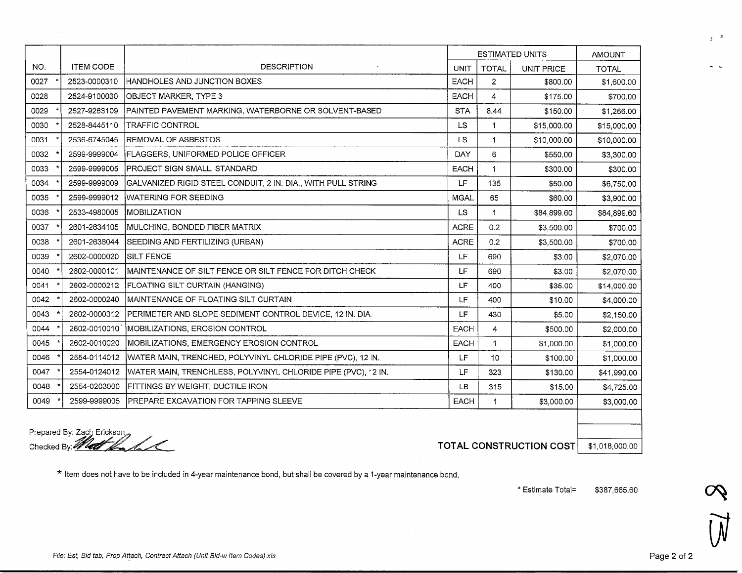| NO. | ITEM CODE | DESCRIPTION | ESTIMATED UNITS | | | AMOUNT |
|---|---|---|---|---|---|---|
| | | | UNIT | TOTAL | UNIT PRICE | TOTAL |
| 0027 * | 2523-0000310 | HANDHOLES AND JUNCTION BOXES | EACH | 2 | $800.00 | $1,600.00 |
| 0028 | 2524-9100030 | OBJECT MARKER, TYPE 3 | EACH | 4 | $175.00 | $700.00 |
| 0029 * | 2527-9263109 | PAINTED PAVEMENT MARKING, WATERBORNE OR SOLVENT-BASED | STA | 8.44 | $150.00 | $1,266.00 |
| 0030 * | 2528-8445110 | TRAFFIC CONTROL | LS | 1 | $15,000.00 | $15,000.00 |
| 0031 * | 2536-6745045 | REMOVAL OF ASBESTOS | LS | 1 | $10,000.00 | $10,000.00 |
| 0032 * | 2599-9999004 | FLAGGERS, UNIFORMED POLICE OFFICER | DAY | 6 | $550.00 | $3,300.00 |
| 0033 * | 2599-9999005 | PROJECT SIGN SMALL, STANDARD | EACH | 1 | $300.00 | $300.00 |
| 0034 * | 2599-9999009 | GALVANIZED RIGID STEEL CONDUIT, 2 IN. DIA., WITH PULL STRING | LF | 135 | $50.00 | $6,750.00 |
| 0035 * | 2599-9999012 | WATERING FOR SEEDING | MGAL | 65 | $60.00 | $3,900.00 |
| 0036 * | 2533-4980005 | MOBILIZATION | LS | 1 | $84,899.60 | $84,899.60 |
| 0037 * | 2601-2634105 | MULCHING, BONDED FIBER MATRIX | ACRE | 0.2 | $3,500.00 | $700.00 |
| 0038 * | 2601-2636044 | SEEDING AND FERTILIZING (URBAN) | ACRE | 0.2 | $3,500.00 | $700.00 |
| 0039 * | 2602-0000020 | SILT FENCE | LF | 690 | $3.00 | $2,070.00 |
| 0040 * | 2602-0000101 | MAINTENANCE OF SILT FENCE OR SILT FENCE FOR DITCH CHECK | LF | 690 | $3.00 | $2,070.00 |
| 0041 * | 2602-0000212 | FLOATING SILT CURTAIN (HANGING) | LF | 400 | $35.00 | $14,000.00 |
| 0042 * | 2602-0000240 | MAINTENANCE OF FLOATING SILT CURTAIN | LF | 400 | $10.00 | $4,000.00 |
| 0043 * | 2602-0000312 | PERIMETER AND SLOPE SEDIMENT CONTROL DEVICE, 12 IN. DIA. | LF | 430 | $5.00 | $2,150.00 |
| 0044 * | 2602-0010010 | MOBILIZATIONS, EROSION CONTROL | EACH | 4 | $500.00 | $2,000.00 |
| 0045 * | 2602-0010020 | MOBILIZATIONS, EMERGENCY EROSION CONTROL | EACH | 1 | $1,000.00 | $1,000.00 |
| 0046 * | 2554-0114012 | WATER MAIN, TRENCHED, POLYVINYL CHLORIDE PIPE (PVC), 12 IN. | LF | 10 | $100.00 | $1,000.00 |
| 0047 * | 2554-0124012 | WATER MAIN, TRENCHLESS, POLYVINYL CHLORIDE PIPE (PVC), 12 IN. | LF | 323 | $130.00 | $41,990.00 |
| 0048 * | 2554-0203000 | FITTINGS BY WEIGHT, DUCTILE IRON | LB | 315 | $15.00 | $4,725.00 |
| 0049 * | 2599-9999005 | PREPARE EXCAVATION FOR TAPPING SLEEVE | EACH | 1 | $3,000.00 | $3,000.00 |
| | | | | | **TOTAL CONSTRUCTION COST** | $1,018,000.00 |

Prepared By: Zach Erickson

Checked By: [signature]

\* Item does not have to be included in 4-year maintenance bond, but shall be covered by a 1-year maintenance bond.

\* Estimate Total= $387,665.60

*File: Est, Bid tab, Prop Attach, Contract Attach (Unit Bid-w Item Codes).xls*